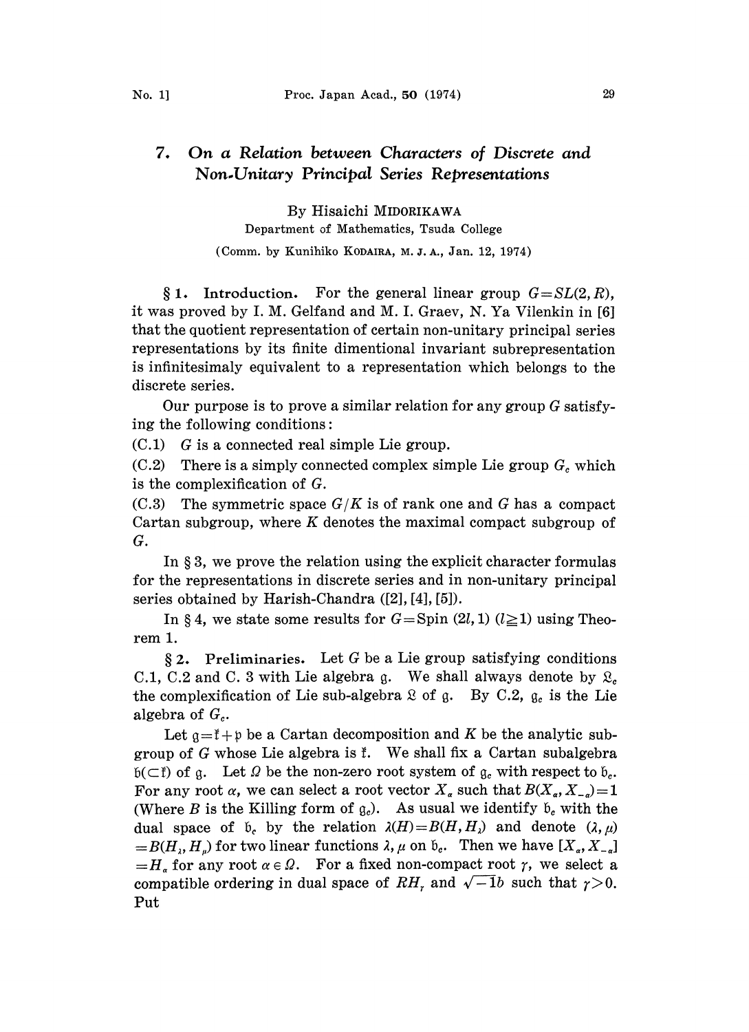# 7. *On a Relation between Characters of Discrete and Non-Unitary Principal Series Representations*

By Hisaichi MIDORIKAWA

Department of Mathematics, Tsuda College

(Comm. by Kunihiko KODAIRA, M. J. A., Jan. 12, 1974)

**§1. Introduction.** For the general linear group $G=SL(2,R)$, it was proved by I. M. Gelfand and M. I. Graev, N. Ya Vilenkin in [6] that the quotient representation of certain non-unitary principal series representations by its finite dimentional invariant subrepresentation is infinitesimaly equivalent to a representation which belongs to the discrete series.

Our purpose is to prove a similar relation for any group $G$ satisfying the following conditions:

(C.1) $G$ is a connected real simple Lie group.

(C.2) There is a simply connected complex simple Lie group $G_c$ which is the complexification of $G$.

(C.3) The symmetric space $G/K$ is of rank one and $G$ has a compact Cartan subgroup, where $K$ denotes the maximal compact subgroup of $G$.

In §3, we prove the relation using the explicit character formulas for the representations in discrete series and in non-unitary principal series obtained by Harish-Chandra ([2], [4], [5]).

In §4, we state some results for $G=\mathrm{Spin}\,(2l,1)$ $(l\geqq 1)$ using Theorem 1.

**§2. Preliminaries.** Let $G$ be a Lie group satisfying conditions C.1, C.2 and C. 3 with Lie algebra $\mathfrak{g}$. We shall always denote by $\mathfrak{L}_c$ the complexification of Lie sub-algebra $\mathfrak{L}$ of $\mathfrak{g}$. By C.2, $\mathfrak{g}_c$ is the Lie algebra of $G_c$.

Let $\mathfrak{g}=\mathfrak{k}+\mathfrak{p}$ be a Cartan decomposition and $K$ be the analytic subgroup of $G$ whose Lie algebra is $\mathfrak{k}$. We shall fix a Cartan subalgebra $\mathfrak{b}(\subset\mathfrak{k})$ of $\mathfrak{g}$. Let $\Omega$ be the non-zero root system of $\mathfrak{g}_c$ with respect to $\mathfrak{b}_c$. For any root $\alpha$, we can select a root vector $X_\alpha$ such that $B(X_\alpha, X_{-\alpha})=1$ (Where $B$ is the Killing form of $\mathfrak{g}_c$). As usual we identify $\mathfrak{b}_c$ with the dual space of $\mathfrak{b}_c$ by the relation $\lambda(H)=B(H,H_\lambda)$ and denote $(\lambda,\mu)=B(H_\lambda,H_\mu)$ for two linear functions $\lambda,\mu$ on $\mathfrak{b}_c$. Then we have $[X_\alpha, X_{-\alpha}]=H_\alpha$ for any root $\alpha\in\Omega$. For a fixed non-compact root $\gamma$, we select a compatible ordering in dual space of $RH_\gamma$ and $\sqrt{-1}\mathfrak{b}$ such that $\gamma>0$. Put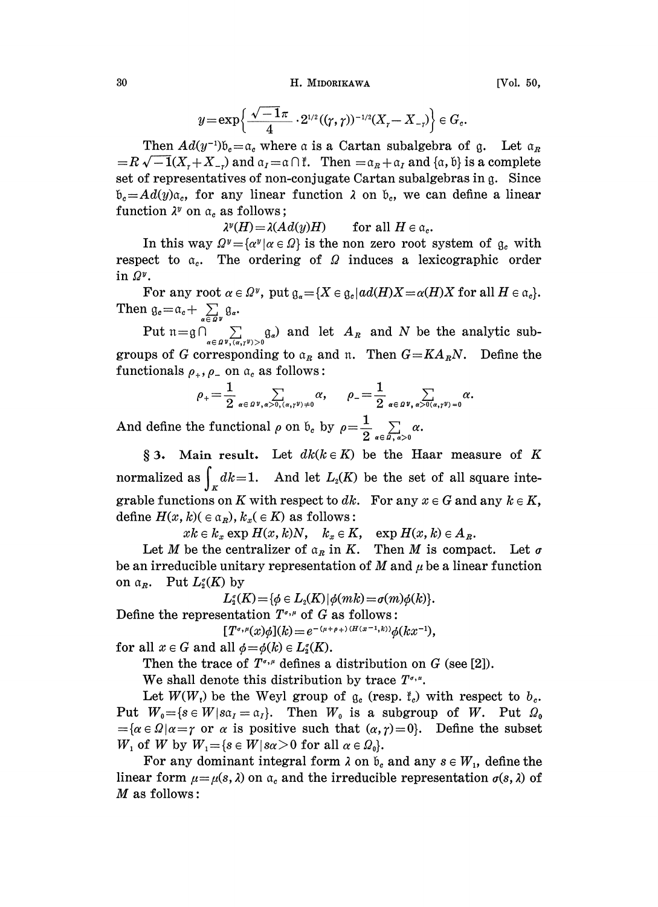$$y=\exp\left\{\frac{\sqrt{-1}\pi}{4}\cdot 2^{1/2}((\gamma,\gamma))^{-1/2}(X_\gamma - X_{-\gamma})\right\}\in G_c.$$

Then $Ad(y^{-1})\mathfrak{b}_c=\mathfrak{a}_c$ where $\mathfrak{a}$ is a Cartan subalgebra of $\mathfrak{g}$. Let $\mathfrak{a}_R = R\sqrt{-1}(X_\gamma + X_{-\gamma})$ and $\mathfrak{a}_I=\mathfrak{a}\cap\mathfrak{k}$. Then $=\mathfrak{a}_R+\mathfrak{a}_I$ and $\{\mathfrak{a},\mathfrak{b}\}$ is a complete set of representatives of non-conjugate Cartan subalgebras in $\mathfrak{g}$. Since $\mathfrak{b}_c=Ad(y)\mathfrak{a}_c$, for any linear function $\lambda$ on $\mathfrak{b}_c$, we can define a linear function $\lambda^y$ on $\mathfrak{a}_c$ as follows;

$$\lambda^y(H)=\lambda(Ad(y)H) \qquad \text{for all } H\in\mathfrak{a}_c.$$

In this way $\Omega^y=\{\alpha^y \mid \alpha\in\Omega\}$ is the non zero root system of $\mathfrak{g}_c$ with respect to $\mathfrak{a}_c$. The ordering of $\Omega$ induces a lexicographic order in $\Omega^y$.

For any root $\alpha\in\Omega^y$, put $\mathfrak{g}_\alpha=\{X\in\mathfrak{g}_c \mid ad(H)X=\alpha(H)X \text{ for all } H\in\mathfrak{a}_c\}$. Then $\mathfrak{g}_c=\mathfrak{a}_c+\sum_{\alpha\in\Omega^y}\mathfrak{g}_\alpha$.

Put $\mathfrak{n}=\mathfrak{g}\cap\sum_{\alpha\in\Omega^y,(\alpha,\gamma^y)>0}\mathfrak{g}_\alpha)$ and let $A_R$ and $N$ be the analytic subgroups of $G$ corresponding to $\mathfrak{a}_R$ and $\mathfrak{n}$. Then $G=KA_RN$. Define the functionals $\rho_+,\rho_-$ on $\mathfrak{a}_c$ as follows:

$$\rho_+=\frac{1}{2}\sum_{\alpha\in\Omega^y,\alpha>0,(\alpha,\gamma^y)\neq 0}\alpha,\qquad \rho_-=\frac{1}{2}\sum_{\alpha\in\Omega^y,\alpha>0(\alpha,\gamma^y)=0}\alpha.$$

And define the functional $\rho$ on $\mathfrak{b}_c$ by $\rho=\frac{1}{2}\sum_{\alpha\in\Omega,\alpha>0}\alpha$.

**§ 3. Main result.** Let $dk(k\in K)$ be the Haar measure of $K$ normalized as $\int_K dk=1$. And let $L_2(K)$ be the set of all square integrable functions on $K$ with respect to $dk$. For any $x\in G$ and any $k\in K$, define $H(x,k)(\in\mathfrak{a}_R)$, $k_x(\in K)$ as follows:

$$xk\in k_x\exp H(x,k)N,\quad k_x\in K,\quad \exp H(x,k)\in A_R.$$

Let $M$ be the centralizer of $\mathfrak{a}_R$ in $K$. Then $M$ is compact. Let $\sigma$ be an irreducible unitary representation of $M$ and $\mu$ be a linear function on $\mathfrak{a}_R$. Put $L_2^\sigma(K)$ by

$$L_2^\sigma(K)=\{\phi\in L_2(K) \mid \phi(mk)=\sigma(m)\phi(k)\}.$$

Define the representation $T^{\sigma,\mu}$ of $G$ as follows:

$$[T^{\sigma,\mu}(x)\phi](k)=e^{-(\mu+\rho_+)(H(x^{-1},k))}\phi(kx^{-1}),$$

for all $x\in G$ and all $\phi=\phi(k)\in L_2^\sigma(K)$.

Then the trace of $T^{\sigma,\mu}$ defines a distribution on $G$ (see [2]).

We shall denote this distribution by trace $T^{\sigma,\mu}$.

Let $W(W_t)$ be the Weyl group of $\mathfrak{g}_c$ (resp. $\mathfrak{k}_c$) with respect to $b_c$. Put $W_0=\{s\in W \mid s\mathfrak{a}_I=\mathfrak{a}_I\}$. Then $W_0$ is a subgroup of $W$. Put $\Omega_0=\{\alpha\in\Omega \mid \alpha=\gamma \text{ or } \alpha \text{ is positive such that } (\alpha,\gamma)=0\}$. Define the subset $W_1$ of $W$ by $W_1=\{s\in W \mid s\alpha>0 \text{ for all } \alpha\in\Omega_0\}$.

For any dominant integral form $\lambda$ on $\mathfrak{b}_c$ and any $s\in W_1$, define the linear form $\mu=\mu(s,\lambda)$ on $\mathfrak{a}_c$ and the irreducible representation $\sigma(s,\lambda)$ of $M$ as follows: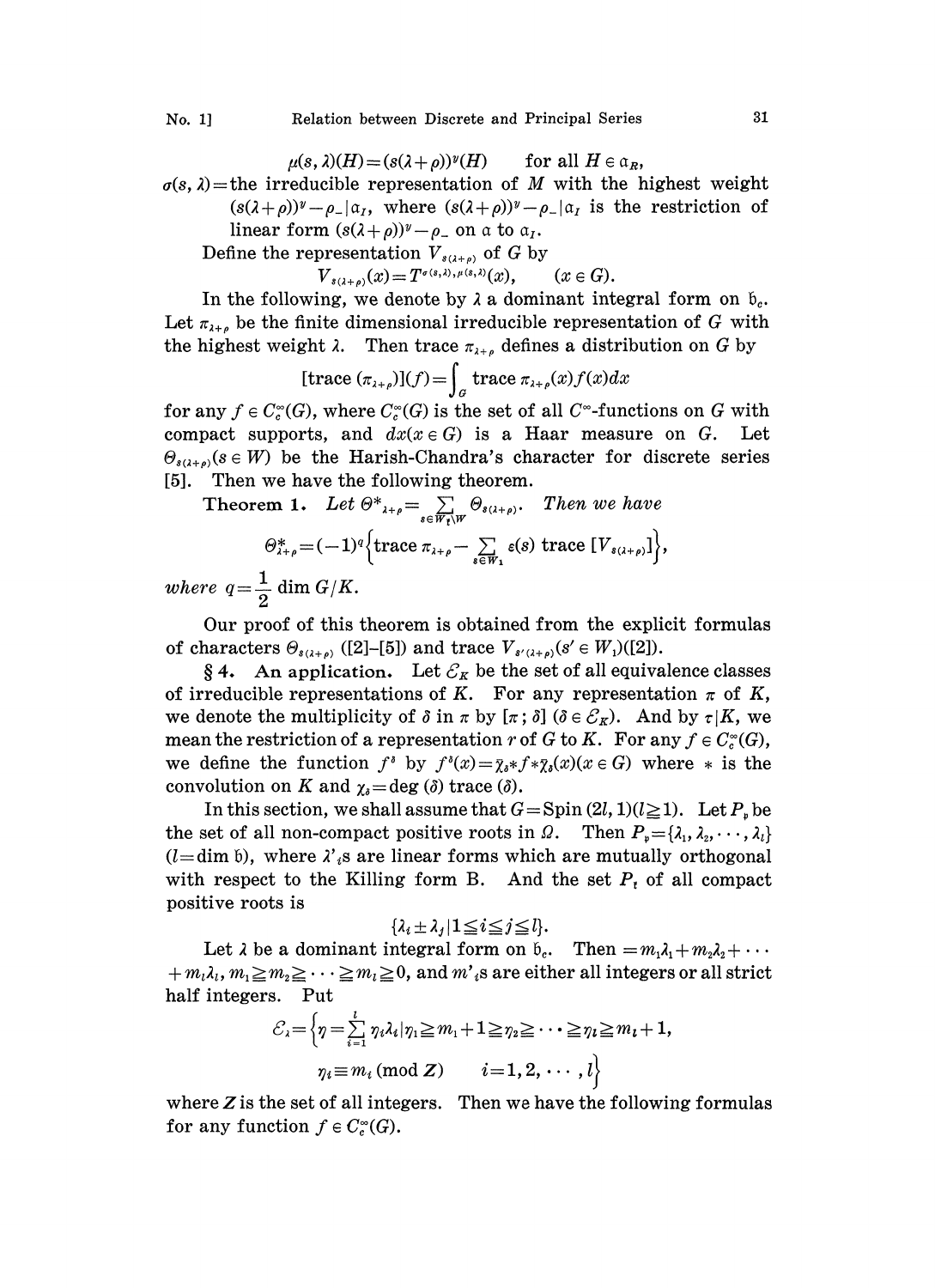$$\mu(s, \lambda)(H) = (s(\lambda+\rho))^{\nu}(H) \qquad \text{for all } H \in \mathfrak{a}_R,$$

$\sigma(s, \lambda)$ = the irreducible representation of $M$ with the highest weight $(s(\lambda+\rho))^{\nu} - \rho_{-}|\mathfrak{a}_I$, where $(s(\lambda+\rho))^{\nu} - \rho_{-}|\mathfrak{a}_I$ is the restriction of linear form $(s(\lambda+\rho))^{\nu} - \rho_{-}$ on $\mathfrak{a}$ to $\mathfrak{a}_I$.

Define the representation $V_{s(\lambda+\rho)}$ of $G$ by

$$V_{s(\lambda+\rho)}(x) = T^{\sigma(s,\lambda),\mu(s,\lambda)}(x), \qquad (x \in G).$$

In the following, we denote by $\lambda$ a dominant integral form on $\mathfrak{b}_c$. Let $\pi_{\lambda+\rho}$ be the finite dimensional irreducible representation of $G$ with the highest weight $\lambda$. Then trace $\pi_{\lambda+\rho}$ defines a distribution on $G$ by

$$[\text{trace}\,(\pi_{\lambda+\rho})](f) = \int_G \text{trace}\,\pi_{\lambda+\rho}(x) f(x)dx$$

for any $f \in C_c^{\infty}(G)$, where $C_c^{\infty}(G)$ is the set of all $C^{\infty}$-functions on $G$ with compact supports, and $dx (x \in G)$ is a Haar measure on $G$. Let $\Theta_{s(\lambda+\rho)} (s \in W)$ be the Harish-Chandra's character for discrete series [5]. Then we have the following theorem.

**Theorem 1.** *Let* $\Theta^{*}_{\lambda+\rho} = \sum_{s \in W_t \backslash W} \Theta_{s(\lambda+\rho)}$. *Then we have*

$$\Theta^{*}_{\lambda+\rho} = (-1)^q \Big\{\text{trace}\,\pi_{\lambda+\rho} - \sum_{s \in W_1} \varepsilon(s)\,\text{trace}\,[V_{s(\lambda+\rho)}]\Big\},$$

*where* $q = \frac{1}{2}\dim G/K$.

Our proof of this theorem is obtained from the explicit formulas of characters $\Theta_{s(\lambda+\rho)}$ ([2]–[5]) and trace $V_{s'(\lambda+\rho)} (s' \in W_1)$ ([2]).

**§ 4. An application.** Let $\mathcal{E}_K$ be the set of all equivalence classes of irreducible representations of $K$. For any representation $\pi$ of $K$, we denote the multiplicity of $\delta$ in $\pi$ by $[\pi : \delta]$ $(\delta \in \mathcal{E}_K)$. And by $\tau|K$, we mean the restriction of a representation $r$ of $G$ to $K$. For any $f \in C_c^{\infty}(G)$, we define the function $f^{\delta}$ by $f^{\delta}(x) = \bar{\chi}_{\delta} * f * \bar{\chi}_{\delta}(x) (x \in G)$ where $*$ is the convolution on $K$ and $\chi_{\delta} = \deg(\delta)\,\text{trace}\,(\delta)$.

In this section, we shall assume that $G = \text{Spin}\,(2l, 1) (l \geqq 1)$. Let $P_{\nu}$ be the set of all non-compact positive roots in $\Omega$. Then $P_{\nu} = \{\lambda_1, \lambda_2, \cdots, \lambda_l\}$ $(l = \dim \mathfrak{b})$, where $\lambda'_i$s are linear forms which are mutually orthogonal with respect to the Killing form B. And the set $P_t$ of all compact positive roots is

$$\{\lambda_i \pm \lambda_j | 1 \leqq i \leqq j \leqq l\}.$$

Let $\lambda$ be a dominant integral form on $\mathfrak{b}_c$. Then $= m_1\lambda_1 + m_2\lambda_2 + \cdots + m_l\lambda_l$, $m_1 \geqq m_2 \geqq \cdots \geqq m_l \geqq 0$, and $m'_i$s are either all integers or all strict half integers. Put

$$\mathcal{E}_{\lambda} = \Big\{\eta = \sum_{i=1}^{l} \eta_i\lambda_i | \eta_1 \geqq m_1 + 1 \geqq \eta_2 \geqq \cdots \geqq \eta_l \geqq m_l + 1,$$
$$\eta_i \equiv m_i \,(\text{mod}\, Z) \qquad i = 1, 2, \cdots, l\Big\}$$

where $Z$ is the set of all integers. Then we have the following formulas for any function $f \in C_c^{\infty}(G)$.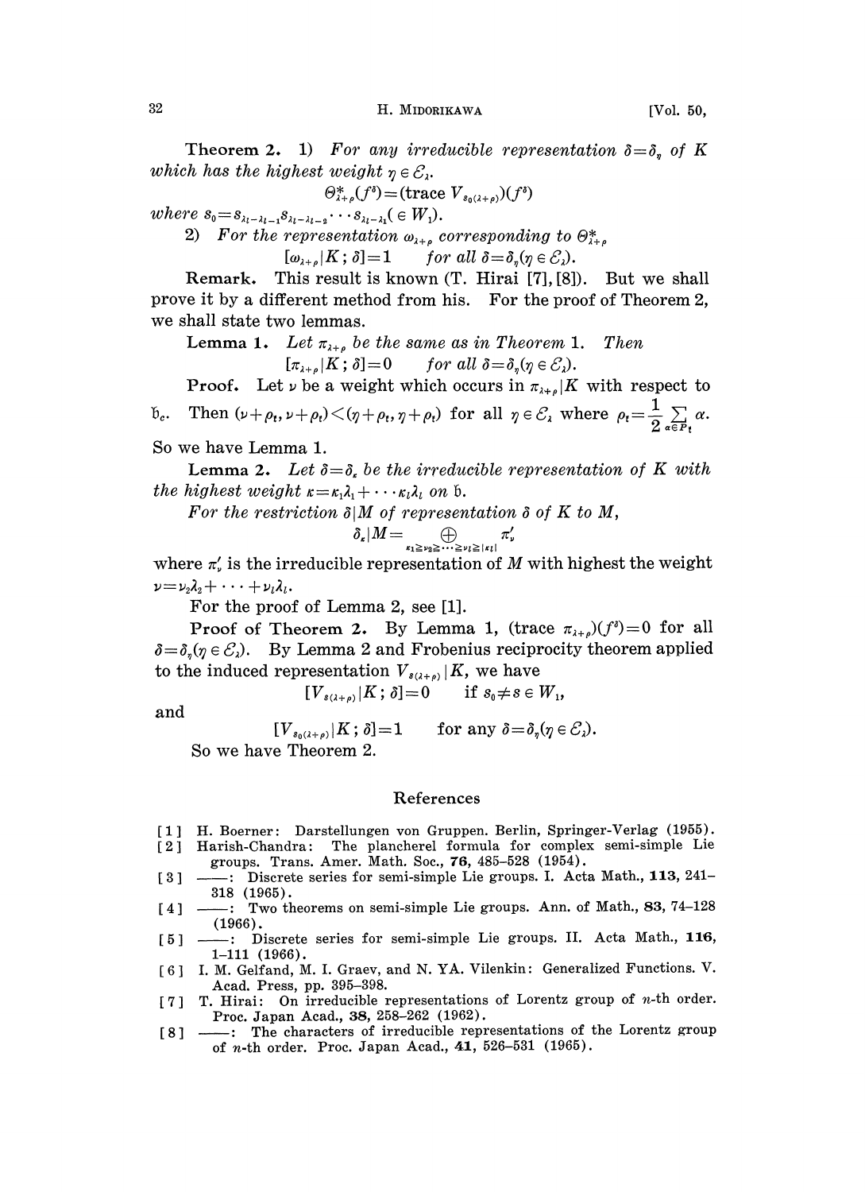**Theorem 2.** 1) *For any irreducible representation $\delta=\delta_\eta$ of $K$ which has the highest weight $\eta\in\mathcal{E}_\lambda$.*

$$\Theta^*_{\lambda+\rho}(f^\delta)=(\text{trace } V_{s_0(\lambda+\rho)})(f^\delta)$$

*where* $s_0=s_{\lambda_l-\lambda_{l-1}}s_{\lambda_l-\lambda_{l-2}}\cdots s_{\lambda_l-\lambda_1}(\in W_1)$.

2) *For the representation $\omega_{\lambda+\rho}$ corresponding to $\Theta^*_{\lambda+\rho}$*

$$[\omega_{\lambda+\rho}|K;\delta]=1 \qquad \textit{for all } \delta=\delta_\eta(\eta\in\mathcal{E}_\lambda).$$

**Remark.** This result is known (T. Hirai [7], [8]). But we shall prove it by a different method from his. For the proof of Theorem 2, we shall state two lemmas.

**Lemma 1.** *Let $\pi_{\lambda+\rho}$ be the same as in Theorem* 1. *Then*

$$[\pi_{\lambda+\rho}|K;\delta]=0 \qquad \textit{for all } \delta=\delta_\eta(\eta\in\mathcal{E}_\lambda).$$

**Proof.** Let $\nu$ be a weight which occurs in $\pi_{\lambda+\rho}|K$ with respect to $\mathfrak{b}_c$. Then $(\nu+\rho_t,\nu+\rho_t)<(\eta+\rho_t,\eta+\rho_t)$ for all $\eta\in\mathcal{E}_\lambda$ where $\rho_t=\frac{1}{2}\sum_{\alpha\in P_t}\alpha$. So we have Lemma 1.

**Lemma 2.** *Let $\delta=\delta_\kappa$ be the irreducible representation of $K$ with the highest weight $\kappa=\kappa_1\lambda_1+\cdots\kappa_l\lambda_l$ on $\mathfrak{b}$.*

*For the restriction $\delta|M$ of representation $\delta$ of $K$ to $M$,*

$$\delta_\kappa|M=\bigoplus_{\kappa_1\geq\nu_2\geq\cdots\geq\nu_l\geq|\kappa_l|}\pi'_\nu$$

where $\pi'_\nu$ is the irreducible representation of $M$ with highest the weight $\nu=\nu_2\lambda_2+\cdots+\nu_l\lambda_l$.

For the proof of Lemma 2, see [1].

**Proof of Theorem 2.** By Lemma 1, $(\text{trace } \pi_{\lambda+\rho})(f^\delta)=0$ for all $\delta=\delta_\eta(\eta\in\mathcal{E}_\lambda)$. By Lemma 2 and Frobenius reciprocity theorem applied to the induced representation $V_{s(\lambda+\rho)}|K$, we have

$$[V_{s(\lambda+\rho)}|K;\delta]=0 \qquad \text{if } s_0\neq s\in W_1,$$

and

$$[V_{s_0(\lambda+\rho)}|K;\delta]=1 \qquad \text{for any } \delta=\delta_\eta(\eta\in\mathcal{E}_\lambda).$$

So we have Theorem 2.

## References

[1] H. Boerner: Darstellungen von Gruppen. Berlin, Springer-Verlag (1955).

[2] Harish-Chandra: The plancherel formula for complex semi-simple Lie groups. Trans. Amer. Math. Soc., **76**, 485–528 (1954).

[3] ——: Discrete series for semi-simple Lie groups. I. Acta Math., **113**, 241–318 (1965).

[4] ——: Two theorems on semi-simple Lie groups. Ann. of Math., **83**, 74–128 (1966).

[5] ——: Discrete series for semi-simple Lie groups. II. Acta Math., **116**, 1–111 (1966).

[6] I. M. Gelfand, M. I. Graev, and N. YA. Vilenkin: Generalized Functions. V. Acad. Press, pp. 395–398.

[7] T. Hirai: On irreducible representations of Lorentz group of $n$-th order. Proc. Japan Acad., **38**, 258–262 (1962).

[8] ——: The characters of irreducible representations of the Lorentz group of $n$-th order. Proc. Japan Acad., **41**, 526–531 (1965).